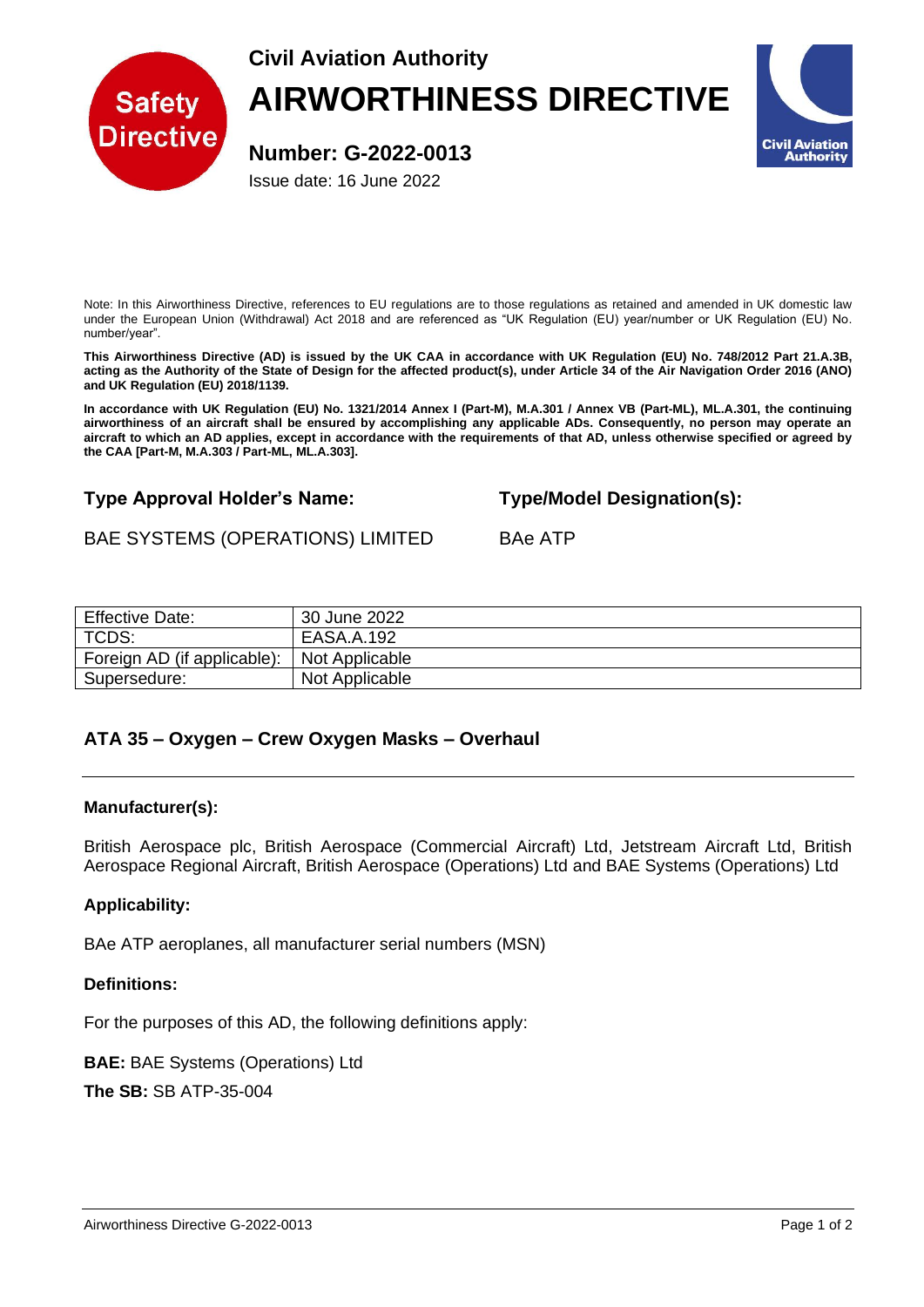Civil Aviation Authority

# AIRWORTHINESS DIRECTIVE

**Number: G-2022-0013**

Issue date: 16 June 2022

Note: In this Airworthiness Directive, references to EU regulations are to those regulations as retained and amended in UK domestic law under the European Union (Withdrawal) Act 2018 and are referenced as "UK Regulation (EU) year/number or UK Regulation (EU) No. number/year".

**This Airworthiness Directive (AD) is issued by the UK CAA in accordance with UK Regulation (EU) No. 748/2012 Part 21.A.3B, acting as the Authority of the State of Design for the affected product(s), under Article 34 of the Air Navigation Order 2016 (ANO) and UK Regulation (EU) 2018/1139.**

**In accordance with UK Regulation (EU) No. 1321/2014 Annex I (Part-M), M.A.301 / Annex VB (Part-ML), ML.A.301, the continuing airworthiness of an aircraft shall be ensured by accomplishing any applicable ADs. Consequently, no person may operate an aircraft to which an AD applies, except in accordance with the requirements of that AD, unless otherwise specified or agreed by the CAA [Part-M, M.A.303 / Part-ML, ML.A.303].**

### Type Approval Holder's Name:

BAE SYSTEMS (OPERATIONS) LIMITED

### Type/Model Designation(s):

BAe ATP

| Effective Date: | 30 June 2022 |
|---|---|
| TCDS: | EASA.A.192 |
| Foreign AD (if applicable): | Not Applicable |
| Supersedure: | Not Applicable |

## ATA 35 – Oxygen – Crew Oxygen Masks – Overhaul

### Manufacturer(s):

British Aerospace plc, British Aerospace (Commercial Aircraft) Ltd, Jetstream Aircraft Ltd, British Aerospace Regional Aircraft, British Aerospace (Operations) Ltd and BAE Systems (Operations) Ltd

### Applicability:

BAe ATP aeroplanes, all manufacturer serial numbers (MSN)

### Definitions:

For the purposes of this AD, the following definitions apply:

**BAE:** BAE Systems (Operations) Ltd

**The SB:** SB ATP-35-004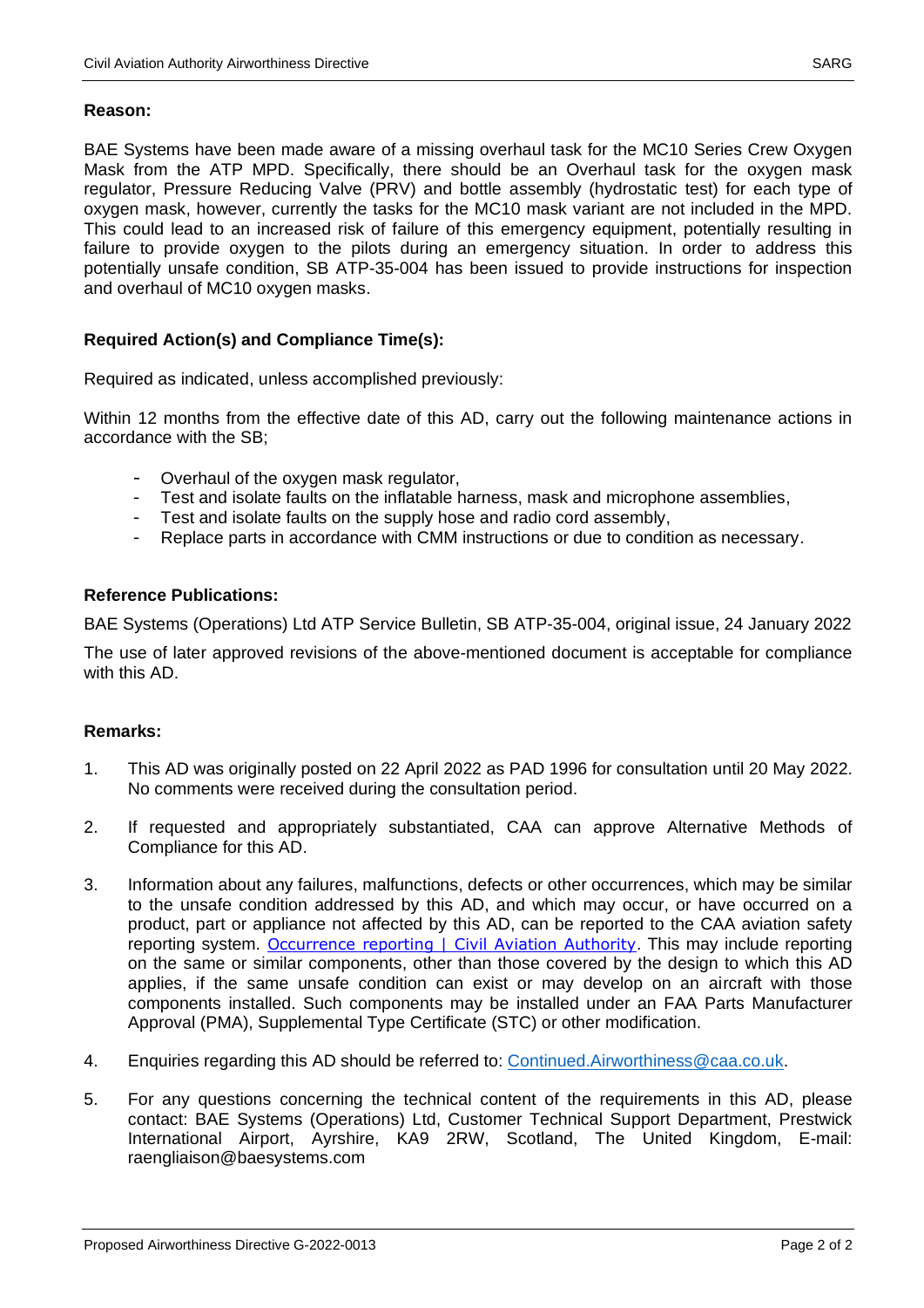**Reason:**

BAE Systems have been made aware of a missing overhaul task for the MC10 Series Crew Oxygen Mask from the ATP MPD. Specifically, there should be an Overhaul task for the oxygen mask regulator, Pressure Reducing Valve (PRV) and bottle assembly (hydrostatic test) for each type of oxygen mask, however, currently the tasks for the MC10 mask variant are not included in the MPD. This could lead to an increased risk of failure of this emergency equipment, potentially resulting in failure to provide oxygen to the pilots during an emergency situation. In order to address this potentially unsafe condition, SB ATP-35-004 has been issued to provide instructions for inspection and overhaul of MC10 oxygen masks.

**Required Action(s) and Compliance Time(s):**

Required as indicated, unless accomplished previously:

Within 12 months from the effective date of this AD, carry out the following maintenance actions in accordance with the SB;

- Overhaul of the oxygen mask regulator,
- Test and isolate faults on the inflatable harness, mask and microphone assemblies,
- Test and isolate faults on the supply hose and radio cord assembly,
- Replace parts in accordance with CMM instructions or due to condition as necessary.

**Reference Publications:**

BAE Systems (Operations) Ltd ATP Service Bulletin, SB ATP-35-004, original issue, 24 January 2022

The use of later approved revisions of the above-mentioned document is acceptable for compliance with this AD.

**Remarks:**

1. This AD was originally posted on 22 April 2022 as PAD 1996 for consultation until 20 May 2022. No comments were received during the consultation period.
2. If requested and appropriately substantiated, CAA can approve Alternative Methods of Compliance for this AD.
3. Information about any failures, malfunctions, defects or other occurrences, which may be similar to the unsafe condition addressed by this AD, and which may occur, or have occurred on a product, part or appliance not affected by this AD, can be reported to the CAA aviation safety reporting system. Occurrence reporting | Civil Aviation Authority. This may include reporting on the same or similar components, other than those covered by the design to which this AD applies, if the same unsafe condition can exist or may develop on an aircraft with those components installed. Such components may be installed under an FAA Parts Manufacturer Approval (PMA), Supplemental Type Certificate (STC) or other modification.
4. Enquiries regarding this AD should be referred to: Continued.Airworthiness@caa.co.uk.
5. For any questions concerning the technical content of the requirements in this AD, please contact: BAE Systems (Operations) Ltd, Customer Technical Support Department, Prestwick International Airport, Ayrshire, KA9 2RW, Scotland, The United Kingdom, E-mail: raengliaison@baesystems.com